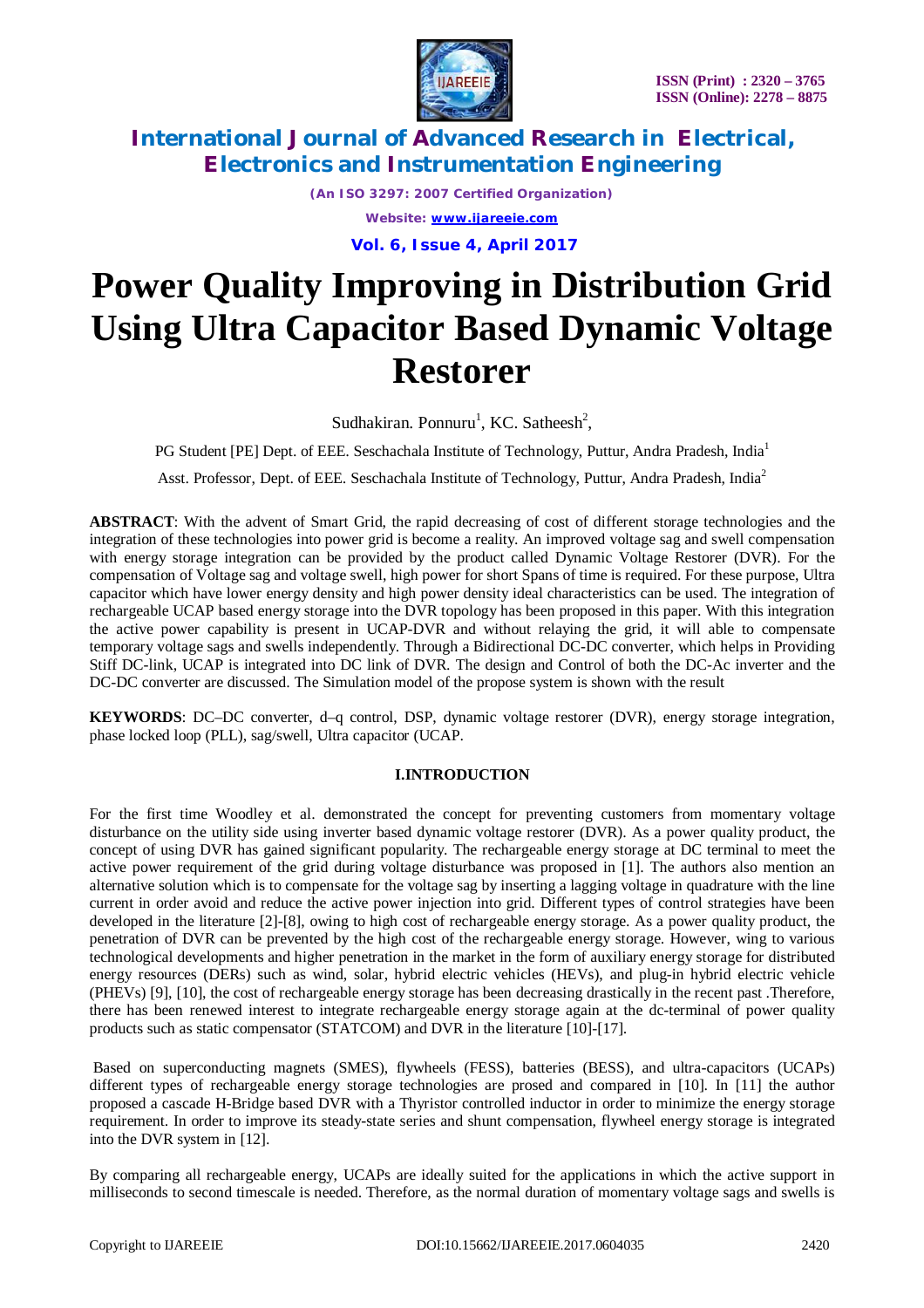# Power Quality Improving in Distribution Grid Using Ultra Capacitor Based Dynamic Voltage Restorer

Sudhakiran. Ponnuru[1], KC. Satheesh[2],

PG Student [PE] Dept. of EEE. Seschachala Institute of Technology, Puttur, Andra Pradesh, India[1]

Asst. Professor, Dept. of EEE. Seschachala Institute of Technology, Puttur, Andra Pradesh, India[2]

**ABSTRACT**: With the advent of Smart Grid, the rapid decreasing of cost of different storage technologies and the integration of these technologies into power grid is become a reality. An improved voltage sag and swell compensation with energy storage integration can be provided by the product called Dynamic Voltage Restorer (DVR). For the compensation of Voltage sag and voltage swell, high power for short Spans of time is required. For these purpose, Ultra capacitor which have lower energy density and high power density ideal characteristics can be used. The integration of rechargeable UCAP based energy storage into the DVR topology has been proposed in this paper. With this integration the active power capability is present in UCAP-DVR and without relaying the grid, it will able to compensate temporary voltage sags and swells independently. Through a Bidirectional DC-DC converter, which helps in Providing Stiff DC-link, UCAP is integrated into DC link of DVR. The design and Control of both the DC-Ac inverter and the DC-DC converter are discussed. The Simulation model of the propose system is shown with the result

**KEYWORDS**: DC–DC converter, d–q control, DSP, dynamic voltage restorer (DVR), energy storage integration, phase locked loop (PLL), sag/swell, Ultra capacitor (UCAP.

## I.INTRODUCTION

For the first time Woodley et al. demonstrated the concept for preventing customers from momentary voltage disturbance on the utility side using inverter based dynamic voltage restorer (DVR). As a power quality product, the concept of using DVR has gained significant popularity. The rechargeable energy storage at DC terminal to meet the active power requirement of the grid during voltage disturbance was proposed in [1]. The authors also mention an alternative solution which is to compensate for the voltage sag by inserting a lagging voltage in quadrature with the line current in order avoid and reduce the active power injection into grid. Different types of control strategies have been developed in the literature [2]-[8], owing to high cost of rechargeable energy storage. As a power quality product, the penetration of DVR can be prevented by the high cost of the rechargeable energy storage. However, wing to various technological developments and higher penetration in the market in the form of auxiliary energy storage for distributed energy resources (DERs) such as wind, solar, hybrid electric vehicles (HEVs), and plug-in hybrid electric vehicle (PHEVs) [9], [10], the cost of rechargeable energy storage has been decreasing drastically in the recent past .Therefore, there has been renewed interest to integrate rechargeable energy storage again at the dc-terminal of power quality products such as static compensator (STATCOM) and DVR in the literature [10]-[17].

Based on superconducting magnets (SMES), flywheels (FESS), batteries (BESS), and ultra-capacitors (UCAPs) different types of rechargeable energy storage technologies are prosed and compared in [10]. In [11] the author proposed a cascade H-Bridge based DVR with a Thyristor controlled inductor in order to minimize the energy storage requirement. In order to improve its steady-state series and shunt compensation, flywheel energy storage is integrated into the DVR system in [12].

By comparing all rechargeable energy, UCAPs are ideally suited for the applications in which the active support in milliseconds to second timescale is needed. Therefore, as the normal duration of momentary voltage sags and swells is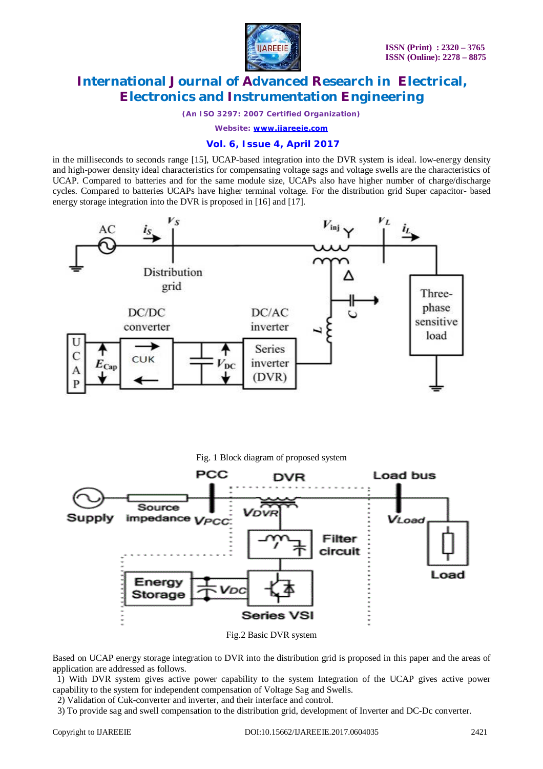in the milliseconds to seconds range [15], UCAP-based integration into the DVR system is ideal. low-energy density and high-power density ideal characteristics for compensating voltage sags and voltage swells are the characteristics of UCAP. Compared to batteries and for the same module size, UCAPs also have higher number of charge/discharge cycles. Compared to batteries UCAPs have higher terminal voltage. For the distribution grid Super capacitor- based energy storage integration into the DVR is proposed in [16] and [17].

Fig. 1 Block diagram of proposed system

Fig.2 Basic DVR system

Based on UCAP energy storage integration to DVR into the distribution grid is proposed in this paper and the areas of application are addressed as follows.

1) With DVR system gives active power capability to the system Integration of the UCAP gives active power capability to the system for independent compensation of Voltage Sag and Swells.

2) Validation of Cuk-converter and inverter, and their interface and control.

3) To provide sag and swell compensation to the distribution grid, development of Inverter and DC-Dc converter.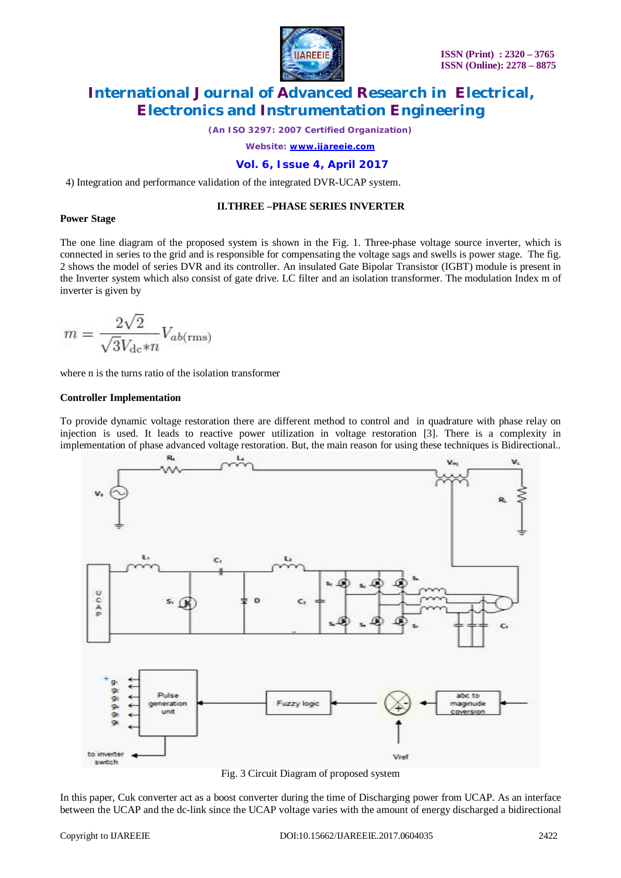4) Integration and performance validation of the integrated DVR-UCAP system.

## II.THREE –PHASE SERIES INVERTER

**Power Stage**

The one line diagram of the proposed system is shown in the Fig. 1. Three-phase voltage source inverter, which is connected in series to the grid and is responsible for compensating the voltage sags and swells is power stage. The fig. 2 shows the model of series DVR and its controller. An insulated Gate Bipolar Transistor (IGBT) module is present in the Inverter system which also consist of gate drive. LC filter and an isolation transformer. The modulation Index m of inverter is given by

$$m = \frac{2\sqrt{2}}{\sqrt{3}V_{dc}*n} V_{ab(\text{rms})}$$

where n is the turns ratio of the isolation transformer

**Controller Implementation**

To provide dynamic voltage restoration there are different method to control and in quadrature with phase relay on injection is used. It leads to reactive power utilization in voltage restoration [3]. There is a complexity in implementation of phase advanced voltage restoration. But, the main reason for using these techniques is Bidirectional..

Fig. 3 Circuit Diagram of proposed system

In this paper, Cuk converter act as a boost converter during the time of Discharging power from UCAP. As an interface between the UCAP and the dc-link since the UCAP voltage varies with the amount of energy discharged a bidirectional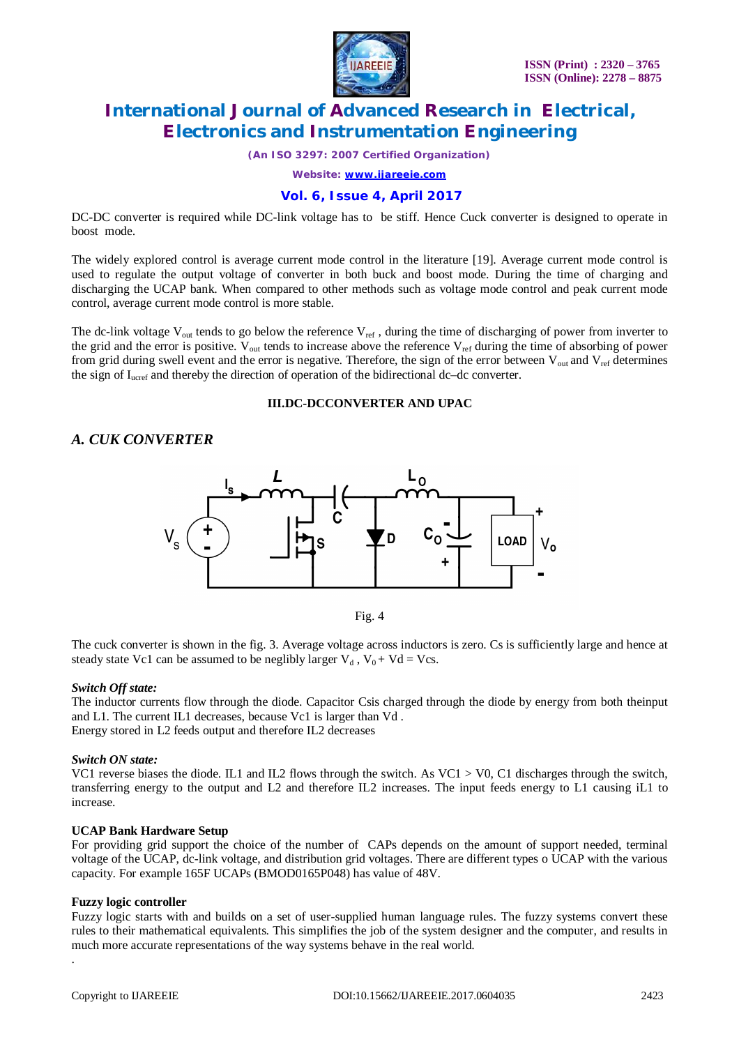DC-DC converter is required while DC-link voltage has to be stiff. Hence Cuck converter is designed to operate in boost mode.

The widely explored control is average current mode control in the literature [19]. Average current mode control is used to regulate the output voltage of converter in both buck and boost mode. During the time of charging and discharging the UCAP bank. When compared to other methods such as voltage mode control and peak current mode control, average current mode control is more stable.

The dc-link voltage $V_{out}$ tends to go below the reference $V_{ref}$ , during the time of discharging of power from inverter to the grid and the error is positive. $V_{out}$ tends to increase above the reference $V_{ref}$ during the time of absorbing of power from grid during swell event and the error is negative. Therefore, the sign of the error between $V_{out}$ and $V_{ref}$ determines the sign of $I_{ucref}$ and thereby the direction of operation of the bidirectional dc–dc converter.

### III.DC-DCCONVERTER AND UPAC

## *A. CUK CONVERTER*

Fig. 4

The cuck converter is shown in the fig. 3. Average voltage across inductors is zero. Cs is sufficiently large and hence at steady state Vc1 can be assumed to be neglibly larger $V_d$ , $V_0 + Vd = Vcs$.

***Switch Off state:***
The inductor currents flow through the diode. Capacitor Csis charged through the diode by energy from both theinput and L1. The current IL1 decreases, because Vc1 is larger than Vd .
Energy stored in L2 feeds output and therefore IL2 decreases

***Switch ON state:***
VC1 reverse biases the diode. IL1 and IL2 flows through the switch. As VC1 > V0, C1 discharges through the switch, transferring energy to the output and L2 and therefore IL2 increases. The input feeds energy to L1 causing iL1 to increase.

**UCAP Bank Hardware Setup**
For providing grid support the choice of the number of CAPs depends on the amount of support needed, terminal voltage of the UCAP, dc-link voltage, and distribution grid voltages. There are different types o UCAP with the various capacity. For example 165F UCAPs (BMOD0165P048) has value of 48V.

**Fuzzy logic controller**
Fuzzy logic starts with and builds on a set of user-supplied human language rules. The fuzzy systems convert these rules to their mathematical equivalents. This simplifies the job of the system designer and the computer, and results in much more accurate representations of the way systems behave in the real world.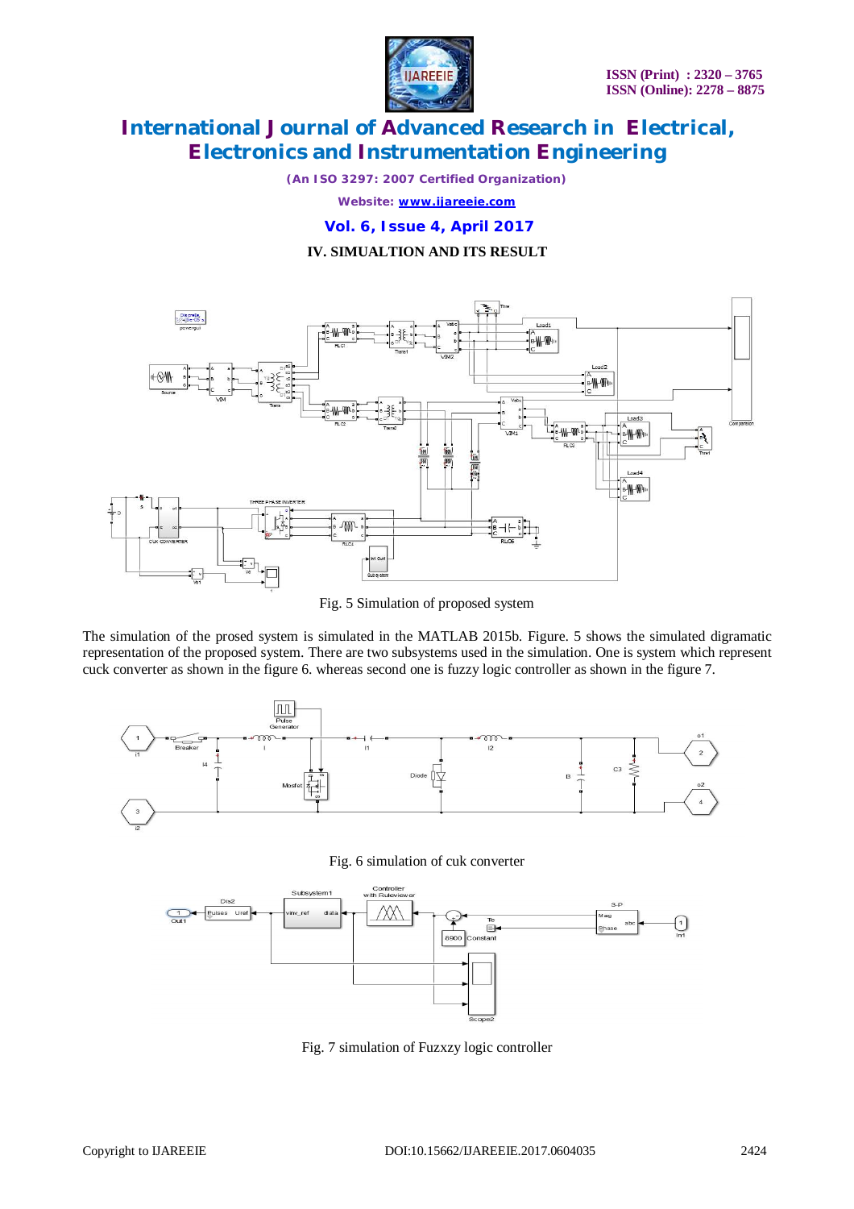## IV. SIMUALTION AND ITS RESULT

Fig. 5 Simulation of proposed system

The simulation of the prosed system is simulated in the MATLAB 2015b. Figure. 5 shows the simulated digramatic representation of the proposed system. There are two subsystems used in the simulation. One is system which represent cuck converter as shown in the figure 6. whereas second one is fuzzy logic controller as shown in the figure 7.

Fig. 6 simulation of cuk converter

Fig. 7 simulation of Fuzxzy logic controller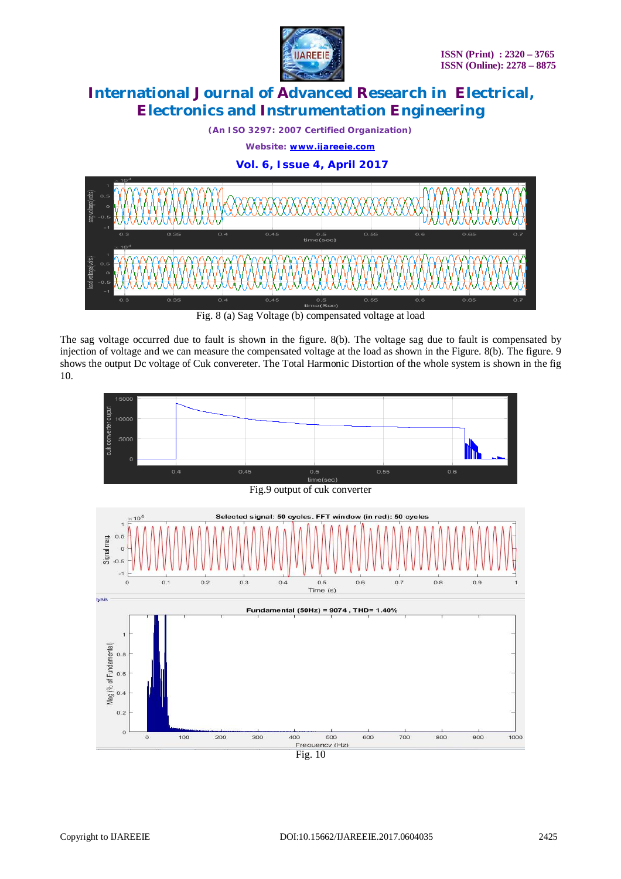Fig. 8 (a) Sag Voltage (b) compensated voltage at load

The sag voltage occurred due to fault is shown in the figure. 8(b). The voltage sag due to fault is compensated by injection of voltage and we can measure the compensated voltage at the load as shown in the Figure. 8(b). The figure. 9 shows the output Dc voltage of Cuk convereter. The Total Harmonic Distortion of the whole system is shown in the fig 10.

Fig.9 output of cuk converter

Fig. 10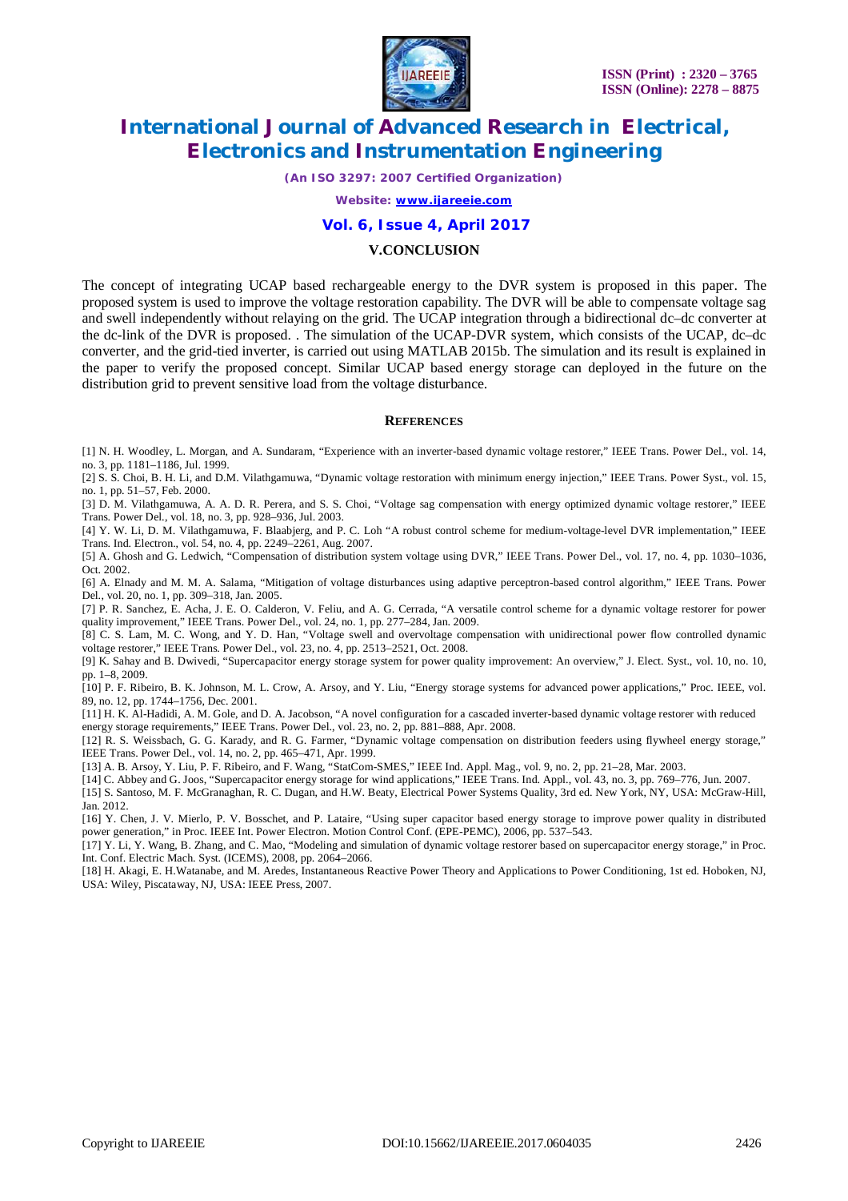## V.CONCLUSION

The concept of integrating UCAP based rechargeable energy to the DVR system is proposed in this paper. The proposed system is used to improve the voltage restoration capability. The DVR will be able to compensate voltage sag and swell independently without relaying on the grid. The UCAP integration through a bidirectional dc–dc converter at the dc-link of the DVR is proposed. . The simulation of the UCAP-DVR system, which consists of the UCAP, dc–dc converter, and the grid-tied inverter, is carried out using MATLAB 2015b. The simulation and its result is explained in the paper to verify the proposed concept. Similar UCAP based energy storage can deployed in the future on the distribution grid to prevent sensitive load from the voltage disturbance.

## REFERENCES

[1] N. H. Woodley, L. Morgan, and A. Sundaram, "Experience with an inverter-based dynamic voltage restorer," IEEE Trans. Power Del., vol. 14, no. 3, pp. 1181–1186, Jul. 1999.

[2] S. S. Choi, B. H. Li, and D.M. Vilathgamuwa, "Dynamic voltage restoration with minimum energy injection," IEEE Trans. Power Syst., vol. 15, no. 1, pp. 51–57, Feb. 2000.

[3] D. M. Vilathgamuwa, A. A. D. R. Perera, and S. S. Choi, "Voltage sag compensation with energy optimized dynamic voltage restorer," IEEE Trans. Power Del., vol. 18, no. 3, pp. 928–936, Jul. 2003.

[4] Y. W. Li, D. M. Vilathgamuwa, F. Blaabjerg, and P. C. Loh "A robust control scheme for medium-voltage-level DVR implementation," IEEE Trans. Ind. Electron., vol. 54, no. 4, pp. 2249–2261, Aug. 2007.

[5] A. Ghosh and G. Ledwich, "Compensation of distribution system voltage using DVR," IEEE Trans. Power Del., vol. 17, no. 4, pp. 1030–1036, Oct. 2002.

[6] A. Elnady and M. M. A. Salama, "Mitigation of voltage disturbances using adaptive perceptron-based control algorithm," IEEE Trans. Power Del., vol. 20, no. 1, pp. 309–318, Jan. 2005.

[7] P. R. Sanchez, E. Acha, J. E. O. Calderon, V. Feliu, and A. G. Cerrada, "A versatile control scheme for a dynamic voltage restorer for power quality improvement," IEEE Trans. Power Del., vol. 24, no. 1, pp. 277–284, Jan. 2009.

[8] C. S. Lam, M. C. Wong, and Y. D. Han, "Voltage swell and overvoltage compensation with unidirectional power flow controlled dynamic voltage restorer," IEEE Trans. Power Del., vol. 23, no. 4, pp. 2513–2521, Oct. 2008.

[9] K. Sahay and B. Dwivedi, "Supercapacitor energy storage system for power quality improvement: An overview," J. Elect. Syst., vol. 10, no. 10, pp. 1–8, 2009.

[10] P. F. Ribeiro, B. K. Johnson, M. L. Crow, A. Arsoy, and Y. Liu, "Energy storage systems for advanced power applications," Proc. IEEE, vol. 89, no. 12, pp. 1744–1756, Dec. 2001.

[11] H. K. Al-Hadidi, A. M. Gole, and D. A. Jacobson, "A novel configuration for a cascaded inverter-based dynamic voltage restorer with reduced energy storage requirements," IEEE Trans. Power Del., vol. 23, no. 2, pp. 881–888, Apr. 2008.

[12] R. S. Weissbach, G. G. Karady, and R. G. Farmer, "Dynamic voltage compensation on distribution feeders using flywheel energy storage," IEEE Trans. Power Del., vol. 14, no. 2, pp. 465–471, Apr. 1999.

[13] A. B. Arsoy, Y. Liu, P. F. Ribeiro, and F. Wang, "StatCom-SMES," IEEE Ind. Appl. Mag., vol. 9, no. 2, pp. 21–28, Mar. 2003.

[14] C. Abbey and G. Joos, "Supercapacitor energy storage for wind applications," IEEE Trans. Ind. Appl., vol. 43, no. 3, pp. 769–776, Jun. 2007.

[15] S. Santoso, M. F. McGranaghan, R. C. Dugan, and H.W. Beaty, Electrical Power Systems Quality, 3rd ed. New York, NY, USA: McGraw-Hill, Jan. 2012.

[16] Y. Chen, J. V. Mierlo, P. V. Bosschet, and P. Lataire, "Using super capacitor based energy storage to improve power quality in distributed power generation," in Proc. IEEE Int. Power Electron. Motion Control Conf. (EPE-PEMC), 2006, pp. 537–543.

[17] Y. Li, Y. Wang, B. Zhang, and C. Mao, "Modeling and simulation of dynamic voltage restorer based on supercapacitor energy storage," in Proc. Int. Conf. Electric Mach. Syst. (ICEMS), 2008, pp. 2064–2066.

[18] H. Akagi, E. H.Watanabe, and M. Aredes, Instantaneous Reactive Power Theory and Applications to Power Conditioning, 1st ed. Hoboken, NJ, USA: Wiley, Piscataway, NJ, USA: IEEE Press, 2007.